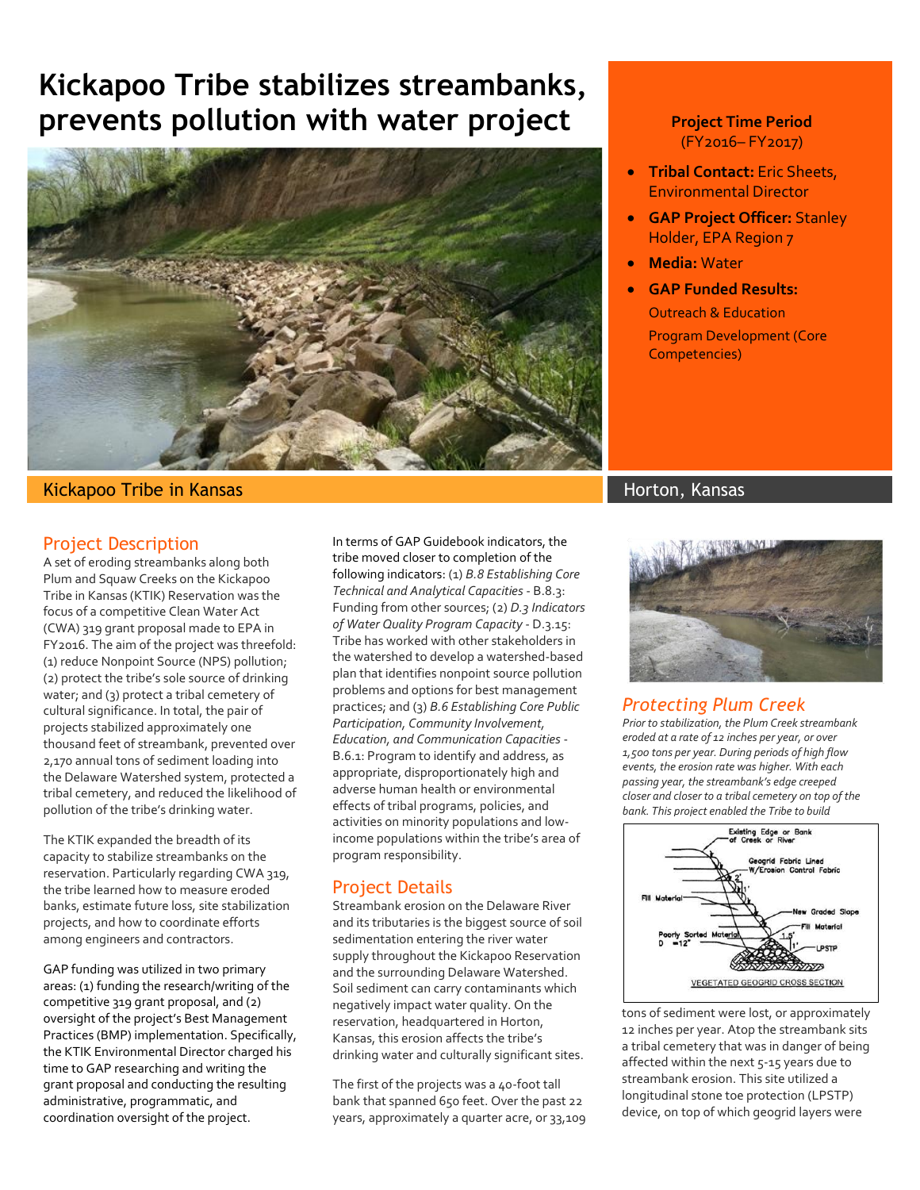# Kickapoo Tribe stabilizes streambanks, prevents pollution with water project

**Project Time Period**
(FY2016– FY2017)

- **Tribal Contact:** Eric Sheets, Environmental Director
- **GAP Project Officer:** Stanley Holder, EPA Region 7
- **Media:** Water
- **GAP Funded Results:**
  Outreach & Education
  Program Development (Core Competencies)

Kickapoo Tribe in Kansas

Horton, Kansas

## Project Description

A set of eroding streambanks along both Plum and Squaw Creeks on the Kickapoo Tribe in Kansas (KTIK) Reservation was the focus of a competitive Clean Water Act (CWA) 319 grant proposal made to EPA in FY2016. The aim of the project was threefold: (1) reduce Nonpoint Source (NPS) pollution; (2) protect the tribe's sole source of drinking water; and (3) protect a tribal cemetery of cultural significance. In total, the pair of projects stabilized approximately one thousand feet of streambank, prevented over 2,170 annual tons of sediment loading into the Delaware Watershed system, protected a tribal cemetery, and reduced the likelihood of pollution of the tribe's drinking water.

The KTIK expanded the breadth of its capacity to stabilize streambanks on the reservation. Particularly regarding CWA 319, the tribe learned how to measure eroded banks, estimate future loss, site stabilization projects, and how to coordinate efforts among engineers and contractors.

GAP funding was utilized in two primary areas: (1) funding the research/writing of the competitive 319 grant proposal, and (2) oversight of the project's Best Management Practices (BMP) implementation. Specifically, the KTIK Environmental Director charged his time to GAP researching and writing the grant proposal and conducting the resulting administrative, programmatic, and coordination oversight of the project.

In terms of GAP Guidebook indicators, the tribe moved closer to completion of the following indicators: (1) *B.8 Establishing Core Technical and Analytical Capacities* - B.8.3: Funding from other sources; (2) *D.3 Indicators of Water Quality Program Capacity* - D.3.15: Tribe has worked with other stakeholders in the watershed to develop a watershed-based plan that identifies nonpoint source pollution problems and options for best management practices; and (3) *B.6 Establishing Core Public Participation, Community Involvement, Education, and Communication Capacities* - B.6.1: Program to identify and address, as appropriate, disproportionately high and adverse human health or environmental effects of tribal programs, policies, and activities on minority populations and low-income populations within the tribe's area of program responsibility.

## Project Details

Streambank erosion on the Delaware River and its tributaries is the biggest source of soil sedimentation entering the river water supply throughout the Kickapoo Reservation and the surrounding Delaware Watershed. Soil sediment can carry contaminants which negatively impact water quality. On the reservation, headquartered in Horton, Kansas, this erosion affects the tribe's drinking water and culturally significant sites.

The first of the projects was a 40-foot tall bank that spanned 650 feet. Over the past 22 years, approximately a quarter acre, or 33,109 tons of sediment were lost, or approximately 12 inches per year. Atop the streambank sits a tribal cemetery that was in danger of being affected within the next 5-15 years due to streambank erosion. This site utilized a longitudinal stone toe protection (LPSTP) device, on top of which geogrid layers were

## *Protecting Plum Creek*

*Prior to stabilization, the Plum Creek streambank eroded at a rate of 12 inches per year, or over 1,500 tons per year. During periods of high flow events, the erosion rate was higher. With each passing year, the streambank's edge creeped closer and closer to a tribal cemetery on top of the bank. This project enabled the Tribe to build*

Existing Edge or Bank of Creek or River
Geogrid Fabric Lined W/Erosion Control Fabric
Fill Material
New Graded Slope
Fill Material
Poorly Sorted Material D = 12"
LPSTP
VEGETATED GEOGRID CROSS SECTION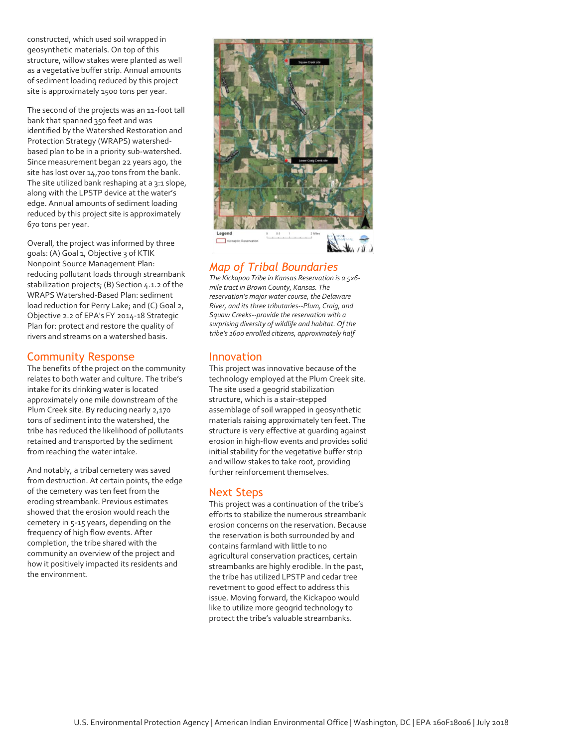constructed, which used soil wrapped in geosynthetic materials. On top of this structure, willow stakes were planted as well as a vegetative buffer strip. Annual amounts of sediment loading reduced by this project site is approximately 1500 tons per year.

The second of the projects was an 11-foot tall bank that spanned 350 feet and was identified by the Watershed Restoration and Protection Strategy (WRAPS) watershed-based plan to be in a priority sub-watershed. Since measurement began 22 years ago, the site has lost over 14,700 tons from the bank. The site utilized bank reshaping at a 3:1 slope, along with the LPSTP device at the water's edge. Annual amounts of sediment loading reduced by this project site is approximately 670 tons per year.

Overall, the project was informed by three goals: (A) Goal 1, Objective 3 of KTIK Nonpoint Source Management Plan: reducing pollutant loads through streambank stabilization projects; (B) Section 4.1.2 of the WRAPS Watershed-Based Plan: sediment load reduction for Perry Lake; and (C) Goal 2, Objective 2.2 of EPA's FY 2014-18 Strategic Plan for: protect and restore the quality of rivers and streams on a watershed basis.

## Community Response

The benefits of the project on the community relates to both water and culture. The tribe's intake for its drinking water is located approximately one mile downstream of the Plum Creek site. By reducing nearly 2,170 tons of sediment into the watershed, the tribe has reduced the likelihood of pollutants retained and transported by the sediment from reaching the water intake.

And notably, a tribal cemetery was saved from destruction. At certain points, the edge of the cemetery was ten feet from the eroding streambank. Previous estimates showed that the erosion would reach the cemetery in 5-15 years, depending on the frequency of high flow events. After completion, the tribe shared with the community an overview of the project and how it positively impacted its residents and the environment.

Squaw Creek site

Lower Craig Creek site

Legend

Kickapoo Reservation

0 0.5 1 2 Miles

## Map of Tribal Boundaries

*The Kickapoo Tribe in Kansas Reservation is a 5x6-mile tract in Brown County, Kansas. The reservation's major water course, the Delaware River, and its three tributaries--Plum, Craig, and Squaw Creeks--provide the reservation with a surprising diversity of wildlife and habitat. Of the tribe's 1600 enrolled citizens, approximately half*

## Innovation

This project was innovative because of the technology employed at the Plum Creek site. The site used a geogrid stabilization structure, which is a stair-stepped assemblage of soil wrapped in geosynthetic materials raising approximately ten feet. The structure is very effective at guarding against erosion in high-flow events and provides solid initial stability for the vegetative buffer strip and willow stakes to take root, providing further reinforcement themselves.

## Next Steps

This project was a continuation of the tribe's efforts to stabilize the numerous streambank erosion concerns on the reservation. Because the reservation is both surrounded by and contains farmland with little to no agricultural conservation practices, certain streambanks are highly erodible. In the past, the tribe has utilized LPSTP and cedar tree revetment to good effect to address this issue. Moving forward, the Kickapoo would like to utilize more geogrid technology to protect the tribe's valuable streambanks.